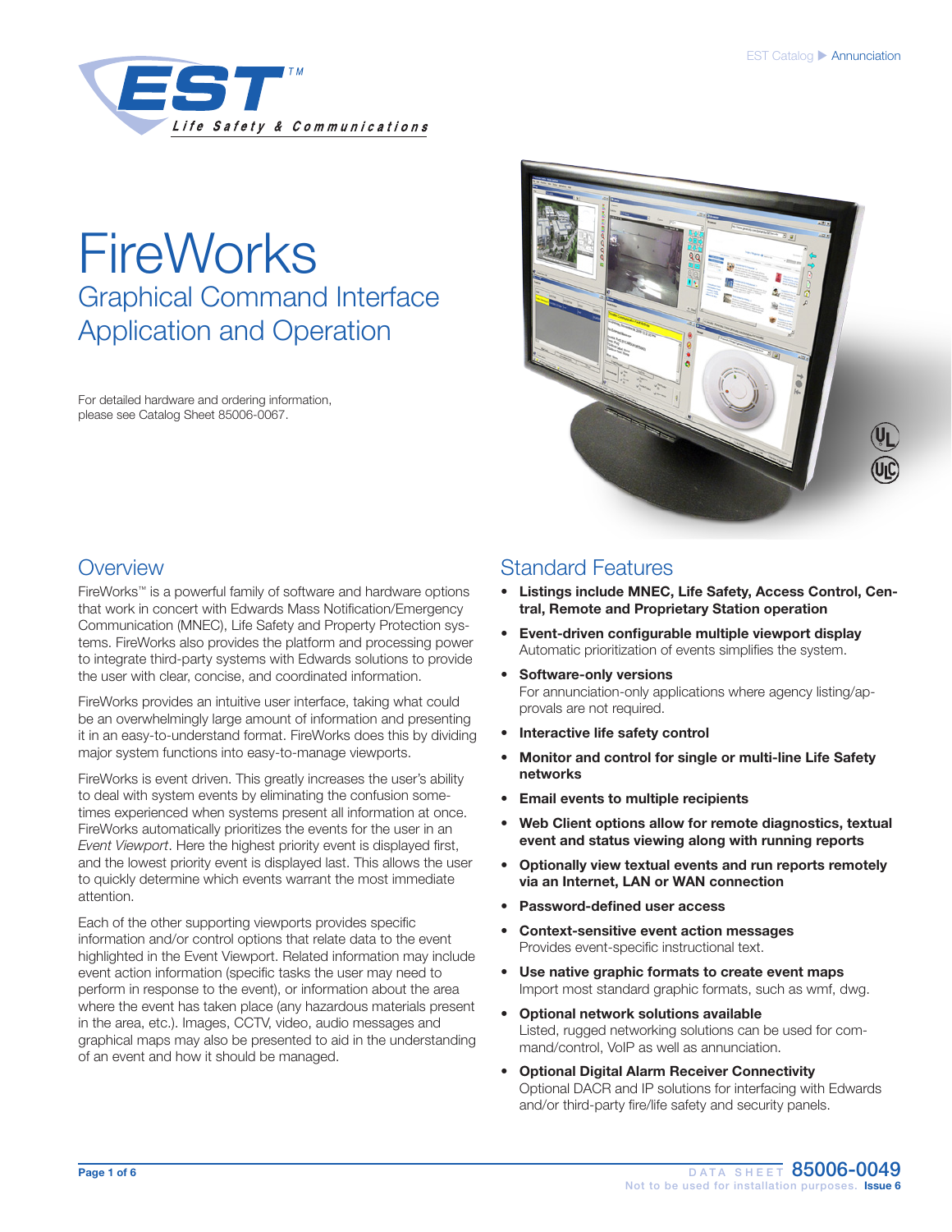EST Catalog ▶ Annunciation

# FireWorks

## Graphical Command Interface Application and Operation

For detailed hardware and ordering information, please see Catalog Sheet 85006-0067.

## Overview

FireWorks™ is a powerful family of software and hardware options that work in concert with Edwards Mass Notification/Emergency Communication (MNEC), Life Safety and Property Protection systems. FireWorks also provides the platform and processing power to integrate third-party systems with Edwards solutions to provide the user with clear, concise, and coordinated information.

FireWorks provides an intuitive user interface, taking what could be an overwhelmingly large amount of information and presenting it in an easy-to-understand format. FireWorks does this by dividing major system functions into easy-to-manage viewports.

FireWorks is event driven. This greatly increases the user's ability to deal with system events by eliminating the confusion sometimes experienced when systems present all information at once. FireWorks automatically prioritizes the events for the user in an *Event Viewport*. Here the highest priority event is displayed first, and the lowest priority event is displayed last. This allows the user to quickly determine which events warrant the most immediate attention.

Each of the other supporting viewports provides specific information and/or control options that relate data to the event highlighted in the Event Viewport. Related information may include event action information (specific tasks the user may need to perform in response to the event), or information about the area where the event has taken place (any hazardous materials present in the area, etc.). Images, CCTV, video, audio messages and graphical maps may also be presented to aid in the understanding of an event and how it should be managed.

## Standard Features

- **Listings include MNEC, Life Safety, Access Control, Central, Remote and Proprietary Station operation**
- **Event-driven configurable multiple viewport display**
  Automatic prioritization of events simplifies the system.
- **Software-only versions**
  For annunciation-only applications where agency listing/approvals are not required.
- **Interactive life safety control**
- **Monitor and control for single or multi-line Life Safety networks**
- **Email events to multiple recipients**
- **Web Client options allow for remote diagnostics, textual event and status viewing along with running reports**
- **Optionally view textual events and run reports remotely via an Internet, LAN or WAN connection**
- **Password-defined user access**
- **Context-sensitive event action messages**
  Provides event-specific instructional text.
- **Use native graphic formats to create event maps**
  Import most standard graphic formats, such as wmf, dwg.
- **Optional network solutions available**
  Listed, rugged networking solutions can be used for command/control, VoIP as well as annunciation.
- **Optional Digital Alarm Receiver Connectivity**
  Optional DACR and IP solutions for interfacing with Edwards and/or third-party fire/life safety and security panels.

DATA SHEET 85006-0049
Not to be used for installation purposes. Issue 6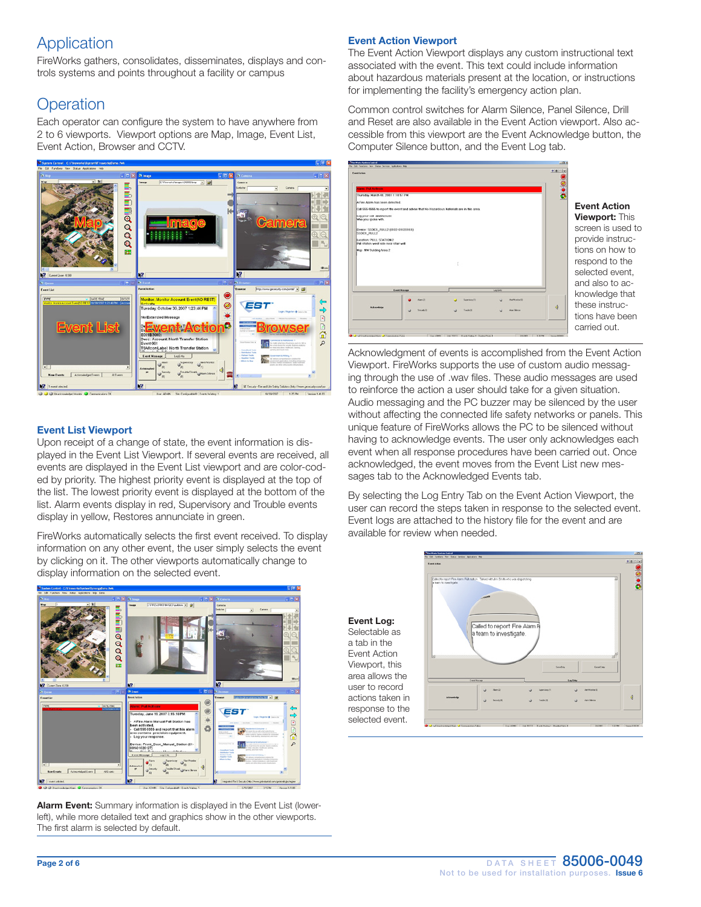## Application

FireWorks gathers, consolidates, disseminates, displays and controls systems and points throughout a facility or campus

## Operation

Each operator can configure the system to have anywhere from 2 to 6 viewports. Viewport options are Map, Image, Event List, Event Action, Browser and CCTV.

### Event List Viewport

Upon receipt of a change of state, the event information is displayed in the Event List Viewport. If several events are received, all events are displayed in the Event List viewport and are color-coded by priority. The highest priority event is displayed at the top of the list. The lowest priority event is displayed at the bottom of the list. Alarm events display in red, Supervisory and Trouble events display in yellow, Restores annunciate in green.

FireWorks automatically selects the first event received. To display information on any other event, the user simply selects the event by clicking on it. The other viewports automatically change to display information on the selected event.

**Alarm Event:** Summary information is displayed in the Event List (lower-left), while more detailed text and graphics show in the other viewports. The first alarm is selected by default.

### Event Action Viewport

The Event Action Viewport displays any custom instructional text associated with the event. This text could include information about hazardous materials present at the location, or instructions for implementing the facility's emergency action plan.

Common control switches for Alarm Silence, Panel Silence, Drill and Reset are also available in the Event Action viewport. Also accessible from this viewport are the Event Acknowledge button, the Computer Silence button, and the Event Log tab.

**Event Action Viewport:** This screen is used to provide instructions on how to respond to the selected event, and also to acknowledge that these instructions have been carried out.

Acknowledgment of events is accomplished from the Event Action Viewport. FireWorks supports the use of custom audio messaging through the use of .wav files. These audio messages are used to reinforce the action a user should take for a given situation. Audio messaging and the PC buzzer may be silenced by the user without affecting the connected life safety networks or panels. This unique feature of FireWorks allows the PC to be silenced without having to acknowledge events. The user only acknowledges each event when all response procedures have been carried out. Once acknowledged, the event moves from the Event List new messages tab to the Acknowledged Events tab.

By selecting the Log Entry Tab on the Event Action Viewport, the user can record the steps taken in response to the selected event. Event logs are attached to the history file for the event and are available for review when needed.

**Event Log:** Selectable as a tab in the Event Action Viewport, this area allows the user to record actions taken in response to the selected event.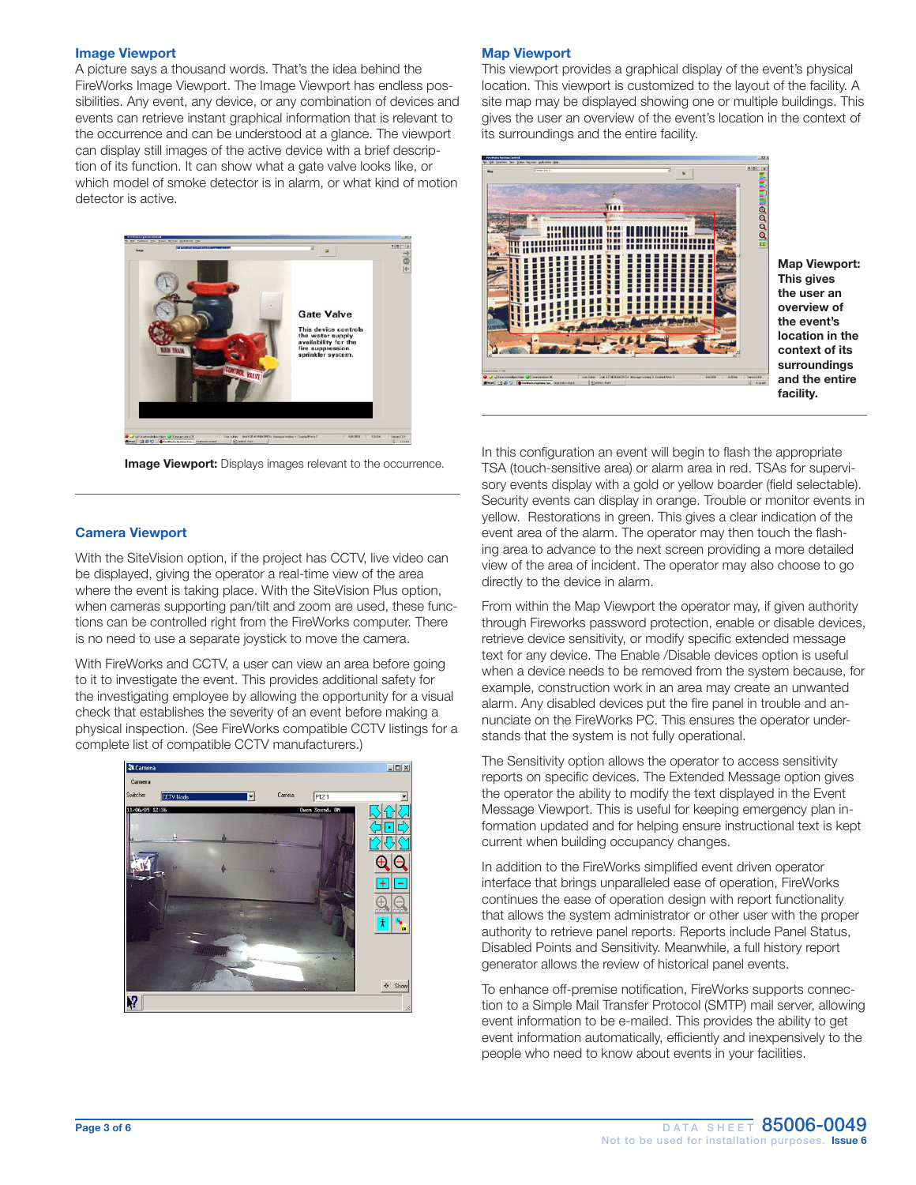### Image Viewport

A picture says a thousand words. That's the idea behind the FireWorks Image Viewport. The Image Viewport has endless possibilities. Any event, any device, or any combination of devices and events can retrieve instant graphical information that is relevant to the occurrence and can be understood at a glance. The viewport can display still images of the active device with a brief description of its function. It can show what a gate valve looks like, or which model of smoke detector is in alarm, or what kind of motion detector is active.

**Image Viewport:** Displays images relevant to the occurrence.

### Camera Viewport

With the SiteVision option, if the project has CCTV, live video can be displayed, giving the operator a real-time view of the area where the event is taking place. With the SiteVision Plus option, when cameras supporting pan/tilt and zoom are used, these functions can be controlled right from the FireWorks computer. There is no need to use a separate joystick to move the camera.

With FireWorks and CCTV, a user can view an area before going to it to investigate the event. This provides additional safety for the investigating employee by allowing the opportunity for a visual check that establishes the severity of an event before making a physical inspection. (See FireWorks compatible CCTV listings for a complete list of compatible CCTV manufacturers.)

### Map Viewport

This viewport provides a graphical display of the event's physical location. This viewport is customized to the layout of the facility. A site map may be displayed showing one or multiple buildings. This gives the user an overview of the event's location in the context of its surroundings and the entire facility.

**Map Viewport: This gives the user an overview of the event's location in the context of its surroundings and the entire facility.**

In this configuration an event will begin to flash the appropriate TSA (touch-sensitive area) or alarm area in red. TSAs for supervisory events display with a gold or yellow boarder (field selectable). Security events can display in orange. Trouble or monitor events in yellow. Restorations in green. This gives a clear indication of the event area of the alarm. The operator may then touch the flashing area to advance to the next screen providing a more detailed view of the area of incident. The operator may also choose to go directly to the device in alarm.

From within the Map Viewport the operator may, if given authority through Fireworks password protection, enable or disable devices, retrieve device sensitivity, or modify specific extended message text for any device. The Enable /Disable devices option is useful when a device needs to be removed from the system because, for example, construction work in an area may create an unwanted alarm. Any disabled devices put the fire panel in trouble and annunciate on the FireWorks PC. This ensures the operator understands that the system is not fully operational.

The Sensitivity option allows the operator to access sensitivity reports on specific devices. The Extended Message option gives the operator the ability to modify the text displayed in the Event Message Viewport. This is useful for keeping emergency plan information updated and for helping ensure instructional text is kept current when building occupancy changes.

In addition to the FireWorks simplified event driven operator interface that brings unparalleled ease of operation, FireWorks continues the ease of operation design with report functionality that allows the system administrator or other user with the proper authority to retrieve panel reports. Reports include Panel Status, Disabled Points and Sensitivity. Meanwhile, a full history report generator allows the review of historical panel events.

To enhance off-premise notification, FireWorks supports connection to a Simple Mail Transfer Protocol (SMTP) mail server, allowing event information to be e-mailed. This provides the ability to get event information automatically, efficiently and inexpensively to the people who need to know about events in your facilities.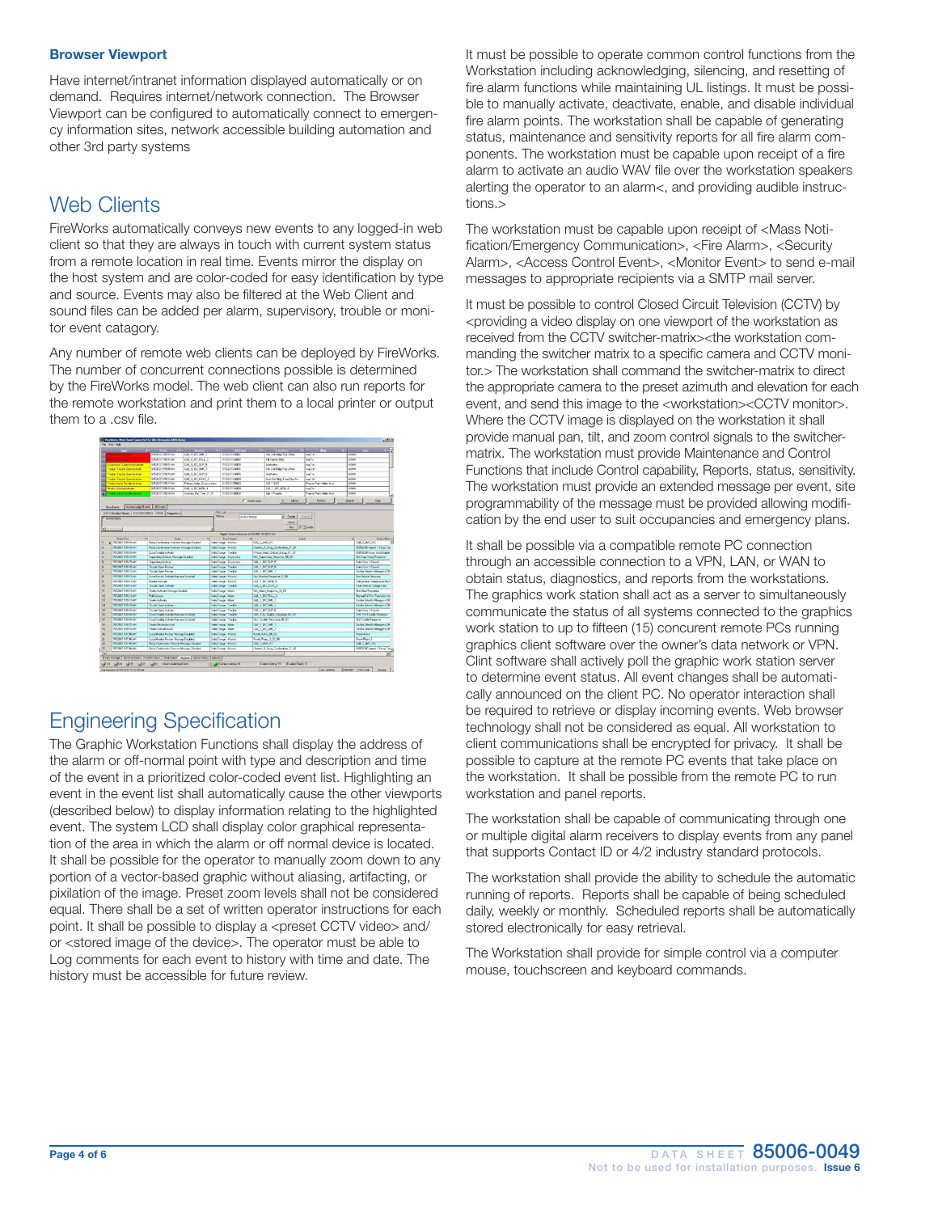### Browser Viewport

Have internet/intranet information displayed automatically or on demand. Requires internet/network connection. The Browser Viewport can be configured to automatically connect to emergency information sites, network accessible building automation and other 3rd party systems

## Web Clients

FireWorks automatically conveys new events to any logged-in web client so that they are always in touch with current system status from a remote location in real time. Events mirror the display on the host system and are color-coded for easy identification by type and source. Events may also be filtered at the Web Client and sound files can be added per alarm, supervisory, trouble or monitor event catagory.

Any number of remote web clients can be deployed by FireWorks. The number of concurrent connections possible is determined by the FireWorks model. The web client can also run reports for the remote workstation and print them to a local printer or output them to a .csv file.

## Engineering Specification

The Graphic Workstation Functions shall display the address of the alarm or off-normal point with type and description and time of the event in a prioritized color-coded event list. Highlighting an event in the event list shall automatically cause the other viewports (described below) to display information relating to the highlighted event. The system LCD shall display color graphical representation of the area in which the alarm or off normal device is located. It shall be possible for the operator to manually zoom down to any portion of a vector-based graphic without aliasing, artifacting, or pixilation of the image. Preset zoom levels shall not be considered equal. There shall be a set of written operator instructions for each point. It shall be possible to display a <preset CCTV video> and/or <stored image of the device>. The operator must be able to Log comments for each event to history with time and date. The history must be accessible for future review.

It must be possible to operate common control functions from the Workstation including acknowledging, silencing, and resetting of fire alarm functions while maintaining UL listings. It must be possible to manually activate, deactivate, enable, and disable individual fire alarm points. The workstation shall be capable of generating status, maintenance and sensitivity reports for all fire alarm components. The workstation must be capable upon receipt of a fire alarm to activate an audio WAV file over the workstation speakers alerting the operator to an alarm<, and providing audible instructions.>

The workstation must be capable upon receipt of <Mass Notification/Emergency Communication>, <Fire Alarm>, <Security Alarm>, <Access Control Event>, <Monitor Event> to send e-mail messages to appropriate recipients via a SMTP mail server.

It must be possible to control Closed Circuit Television (CCTV) by <providing a video display on one viewport of the workstation as received from the CCTV switcher-matrix><the workstation commanding the switcher matrix to a specific camera and CCTV monitor.> The workstation shall command the switcher-matrix to direct the appropriate camera to the preset azimuth and elevation for each event, and send this image to the <workstation><CCTV monitor>. Where the CCTV image is displayed on the workstation it shall provide manual pan, tilt, and zoom control signals to the switcher-matrix. The workstation must provide Maintenance and Control Functions that include Control capability, Reports, status, sensitivity. The workstation must provide an extended message per event, site programmability of the message must be provided allowing modification by the end user to suit occupancies and emergency plans.

It shall be possible via a compatible remote PC connection through an accessible connection to a VPN, LAN, or WAN to obtain status, diagnostics, and reports from the workstations. The graphics work station shall act as a server to simultaneously communicate the status of all systems connected to the graphics work station to up to fifteen (15) concurrent remote PCs running graphics client software over the owner's data network or VPN. Clint software shall actively poll the graphic work station server to determine event status. All event changes shall be automatically announced on the client PC. No operator interaction shall be required to retrieve or display incoming events. Web browser technology shall not be considered as equal. All workstation to client communications shall be encrypted for privacy. It shall be possible to capture at the remote PC events that take place on the workstation. It shall be possible from the remote PC to run workstation and panel reports.

The workstation shall be capable of communicating through one or multiple digital alarm receivers to display events from any panel that supports Contact ID or 4/2 industry standard protocols.

The workstation shall provide the ability to schedule the automatic running of reports. Reports shall be capable of being scheduled daily, weekly or monthly. Scheduled reports shall be automatically stored electronically for easy retrieval.

The Workstation shall provide for simple control via a computer mouse, touchscreen and keyboard commands.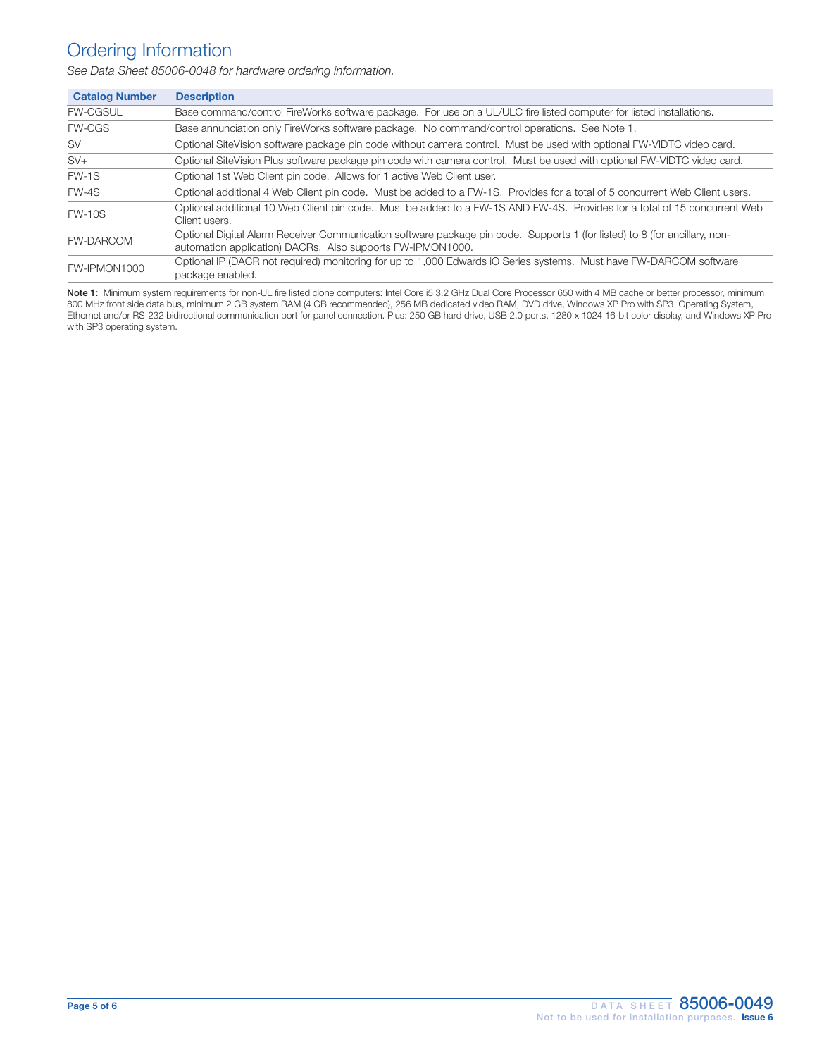# Ordering Information

*See Data Sheet 85006-0048 for hardware ordering information.*

| Catalog Number | Description |
|---|---|
| FW-CGSUL | Base command/control FireWorks software package. For use on a UL/ULC fire listed computer for listed installations. |
| FW-CGS | Base annunciation only FireWorks software package. No command/control operations. See Note 1. |
| SV | Optional SiteVision software package pin code without camera control. Must be used with optional FW-VIDTC video card. |
| SV+ | Optional SiteVision Plus software package pin code with camera control. Must be used with optional FW-VIDTC video card. |
| FW-1S | Optional 1st Web Client pin code. Allows for 1 active Web Client user. |
| FW-4S | Optional additional 4 Web Client pin code. Must be added to a FW-1S. Provides for a total of 5 concurrent Web Client users. |
| FW-10S | Optional additional 10 Web Client pin code. Must be added to a FW-1S AND FW-4S. Provides for a total of 15 concurrent Web Client users. |
| FW-DARCOM | Optional Digital Alarm Receiver Communication software package pin code. Supports 1 (for listed) to 8 (for ancillary, non-automation application) DACRs. Also supports FW-IPMON1000. |
| FW-IPMON1000 | Optional IP (DACR not required) monitoring for up to 1,000 Edwards iO Series systems. Must have FW-DARCOM software package enabled. |

**Note 1:** Minimum system requirements for non-UL fire listed clone computers: Intel Core i5 3.2 GHz Dual Core Processor 650 with 4 MB cache or better processor, minimum 800 MHz front side data bus, minimum 2 GB system RAM (4 GB recommended), 256 MB dedicated video RAM, DVD drive, Windows XP Pro with SP3 Operating System, Ethernet and/or RS-232 bidirectional communication port for panel connection. Plus: 250 GB hard drive, USB 2.0 ports, 1280 x 1024 16-bit color display, and Windows XP Pro with SP3 operating system.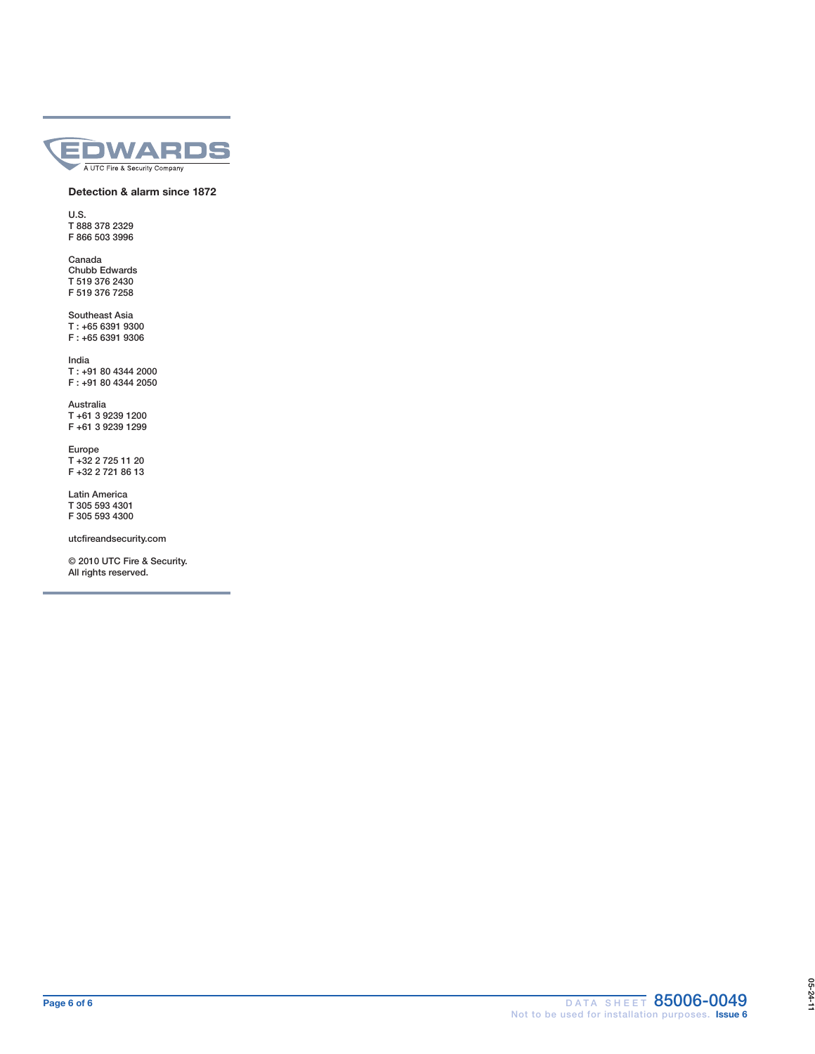EDWARDS

A UTC Fire & Security Company

**Detection & alarm since 1872**

U.S.
T 888 378 2329
F 866 503 3996

Canada
Chubb Edwards
T 519 376 2430
F 519 376 7258

Southeast Asia
T : +65 6391 9300
F : +65 6391 9306

India
T : +91 80 4344 2000
F : +91 80 4344 2050

Australia
T +61 3 9239 1200
F +61 3 9239 1299

Europe
T +32 2 725 11 20
F +32 2 721 86 13

Latin America
T 305 593 4301
F 305 593 4300

utcfireandsecurity.com

© 2010 UTC Fire & Security.
All rights reserved.